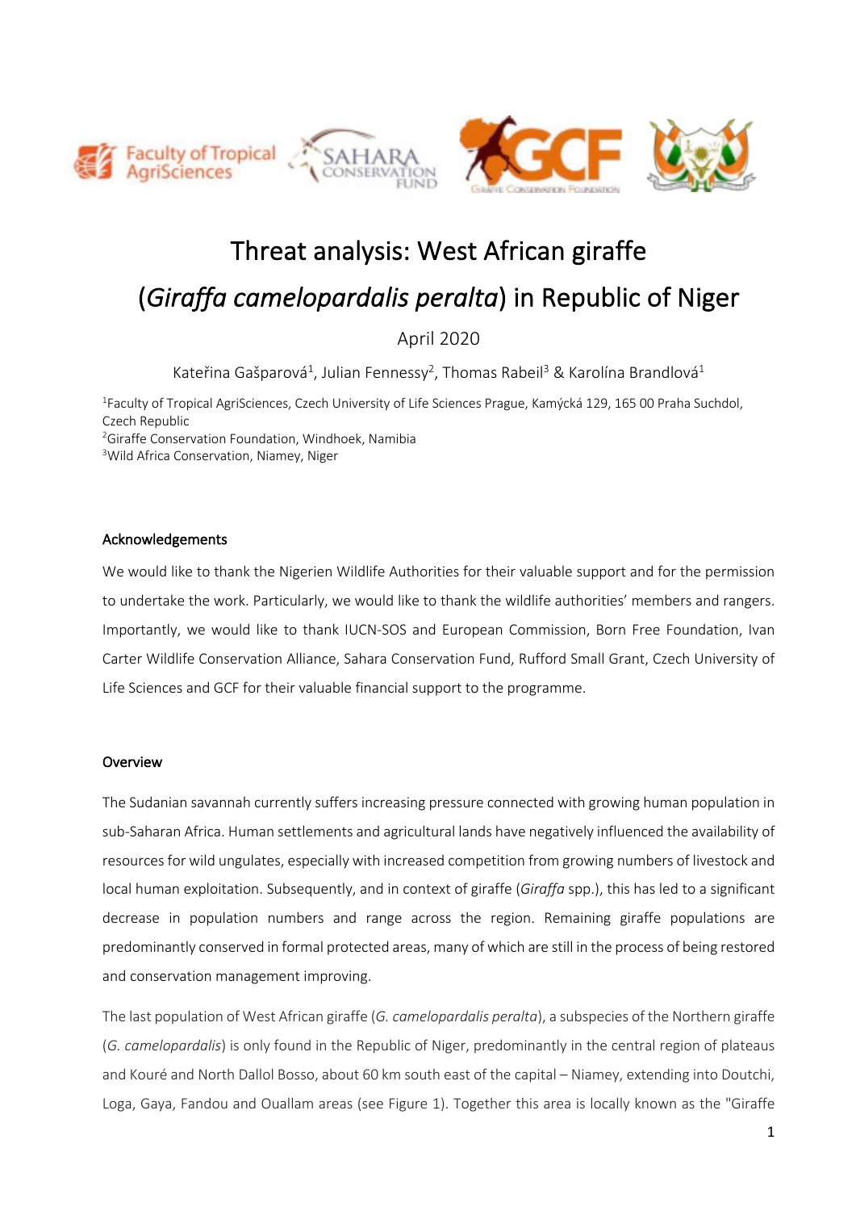# Threat analysis: West African giraffe (*Giraffa camelopardalis peralta*) in Republic of Niger

April 2020

Kateřina Gašparová[1], Julian Fennessy[2], Thomas Rabeil[3] & Karolína Brandlová[1]

[1]Faculty of Tropical AgriSciences, Czech University of Life Sciences Prague, Kamýcká 129, 165 00 Praha Suchdol, Czech Republic
[2]Giraffe Conservation Foundation, Windhoek, Namibia
[3]Wild Africa Conservation, Niamey, Niger

## Acknowledgements

We would like to thank the Nigerien Wildlife Authorities for their valuable support and for the permission to undertake the work. Particularly, we would like to thank the wildlife authorities' members and rangers. Importantly, we would like to thank IUCN-SOS and European Commission, Born Free Foundation, Ivan Carter Wildlife Conservation Alliance, Sahara Conservation Fund, Rufford Small Grant, Czech University of Life Sciences and GCF for their valuable financial support to the programme.

## Overview

The Sudanian savannah currently suffers increasing pressure connected with growing human population in sub-Saharan Africa. Human settlements and agricultural lands have negatively influenced the availability of resources for wild ungulates, especially with increased competition from growing numbers of livestock and local human exploitation. Subsequently, and in context of giraffe (*Giraffa* spp.), this has led to a significant decrease in population numbers and range across the region. Remaining giraffe populations are predominantly conserved in formal protected areas, many of which are still in the process of being restored and conservation management improving.

The last population of West African giraffe (*G. camelopardalis peralta*), a subspecies of the Northern giraffe (*G. camelopardalis*) is only found in the Republic of Niger, predominantly in the central region of plateaus and Kouré and North Dallol Bosso, about 60 km south east of the capital – Niamey, extending into Doutchi, Loga, Gaya, Fandou and Ouallam areas (see Figure 1). Together this area is locally known as the "Giraffe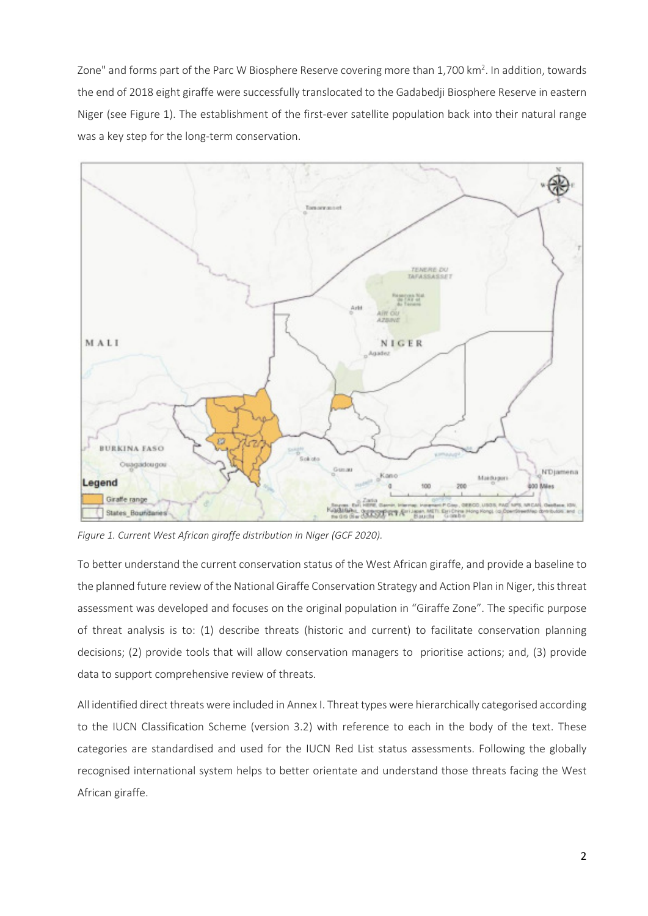Zone" and forms part of the Parc W Biosphere Reserve covering more than 1,700 km$^2$. In addition, towards the end of 2018 eight giraffe were successfully translocated to the Gadabedji Biosphere Reserve in eastern Niger (see Figure 1). The establishment of the first-ever satellite population back into their natural range was a key step for the long-term conservation.

*Figure 1. Current West African giraffe distribution in Niger (GCF 2020).*

To better understand the current conservation status of the West African giraffe, and provide a baseline to the planned future review of the National Giraffe Conservation Strategy and Action Plan in Niger, this threat assessment was developed and focuses on the original population in "Giraffe Zone". The specific purpose of threat analysis is to: (1) describe threats (historic and current) to facilitate conservation planning decisions; (2) provide tools that will allow conservation managers to prioritise actions; and, (3) provide data to support comprehensive review of threats.

All identified direct threats were included in Annex I. Threat types were hierarchically categorised according to the IUCN Classification Scheme (version 3.2) with reference to each in the body of the text. These categories are standardised and used for the IUCN Red List status assessments. Following the globally recognised international system helps to better orientate and understand those threats facing the West African giraffe.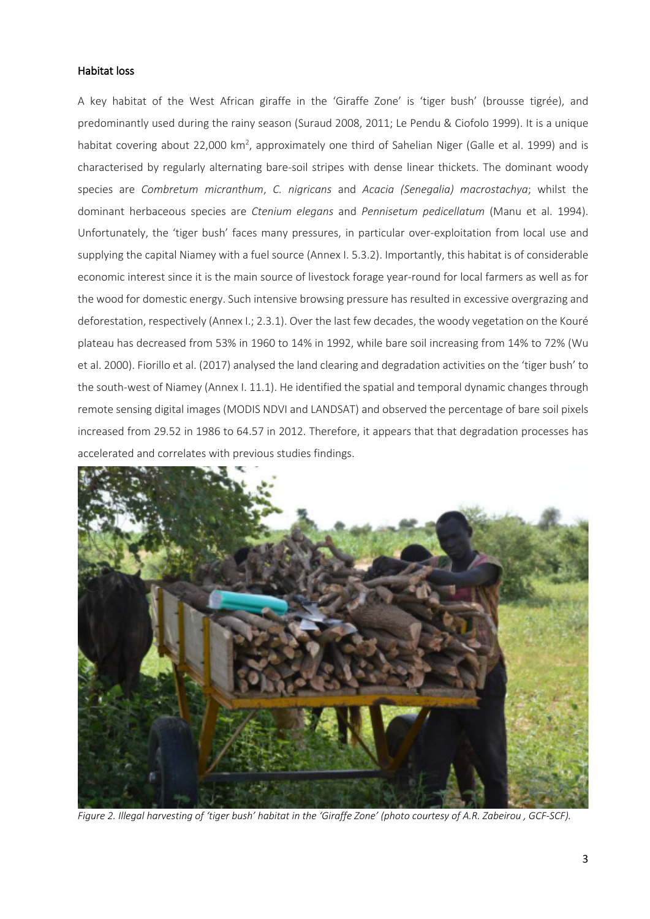### Habitat loss

A key habitat of the West African giraffe in the 'Giraffe Zone' is 'tiger bush' (brousse tigrée), and predominantly used during the rainy season (Suraud 2008, 2011; Le Pendu & Ciofolo 1999). It is a unique habitat covering about 22,000 km$^2$, approximately one third of Sahelian Niger (Galle et al. 1999) and is characterised by regularly alternating bare-soil stripes with dense linear thickets. The dominant woody species are *Combretum micranthum*, *C. nigricans* and *Acacia (Senegalia) macrostachya*; whilst the dominant herbaceous species are *Ctenium elegans* and *Pennisetum pedicellatum* (Manu et al. 1994). Unfortunately, the 'tiger bush' faces many pressures, in particular over-exploitation from local use and supplying the capital Niamey with a fuel source (Annex I. 5.3.2). Importantly, this habitat is of considerable economic interest since it is the main source of livestock forage year-round for local farmers as well as for the wood for domestic energy. Such intensive browsing pressure has resulted in excessive overgrazing and deforestation, respectively (Annex I.; 2.3.1). Over the last few decades, the woody vegetation on the Kouré plateau has decreased from 53% in 1960 to 14% in 1992, while bare soil increasing from 14% to 72% (Wu et al. 2000). Fiorillo et al. (2017) analysed the land clearing and degradation activities on the 'tiger bush' to the south-west of Niamey (Annex I. 11.1). He identified the spatial and temporal dynamic changes through remote sensing digital images (MODIS NDVI and LANDSAT) and observed the percentage of bare soil pixels increased from 29.52 in 1986 to 64.57 in 2012. Therefore, it appears that that degradation processes has accelerated and correlates with previous studies findings.

*Figure 2. Illegal harvesting of 'tiger bush' habitat in the 'Giraffe Zone' (photo courtesy of A.R. Zabeirou , GCF-SCF).*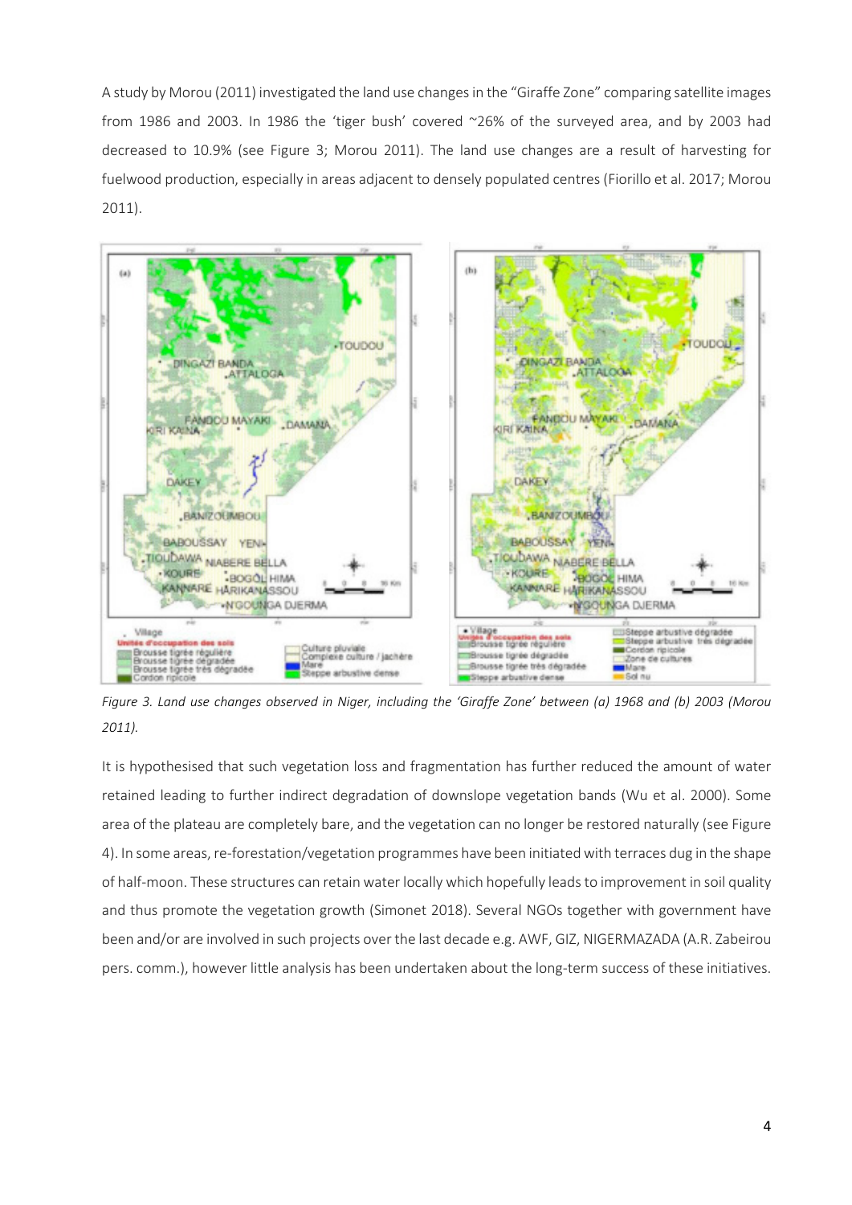A study by Morou (2011) investigated the land use changes in the "Giraffe Zone" comparing satellite images from 1986 and 2003. In 1986 the 'tiger bush' covered ~26% of the surveyed area, and by 2003 had decreased to 10.9% (see Figure 3; Morou 2011). The land use changes are a result of harvesting for fuelwood production, especially in areas adjacent to densely populated centres (Fiorillo et al. 2017; Morou 2011).

*Figure 3. Land use changes observed in Niger, including the 'Giraffe Zone' between (a) 1968 and (b) 2003 (Morou 2011).*

It is hypothesised that such vegetation loss and fragmentation has further reduced the amount of water retained leading to further indirect degradation of downslope vegetation bands (Wu et al. 2000). Some area of the plateau are completely bare, and the vegetation can no longer be restored naturally (see Figure 4). In some areas, re-forestation/vegetation programmes have been initiated with terraces dug in the shape of half-moon. These structures can retain water locally which hopefully leads to improvement in soil quality and thus promote the vegetation growth (Simonet 2018). Several NGOs together with government have been and/or are involved in such projects over the last decade e.g. AWF, GIZ, NIGERMAZADA (A.R. Zabeirou pers. comm.), however little analysis has been undertaken about the long-term success of these initiatives.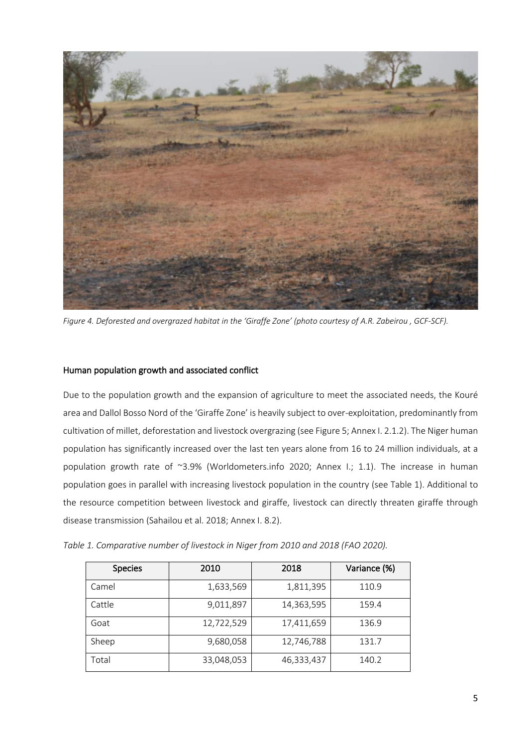*Figure 4. Deforested and overgrazed habitat in the 'Giraffe Zone' (photo courtesy of A.R. Zabeirou , GCF-SCF).*

## Human population growth and associated conflict

Due to the population growth and the expansion of agriculture to meet the associated needs, the Kouré area and Dallol Bosso Nord of the 'Giraffe Zone' is heavily subject to over-exploitation, predominantly from cultivation of millet, deforestation and livestock overgrazing (see Figure 5; Annex I. 2.1.2). The Niger human population has significantly increased over the last ten years alone from 16 to 24 million individuals, at a population growth rate of ~3.9% (Worldometers.info 2020; Annex I.; 1.1). The increase in human population goes in parallel with increasing livestock population in the country (see Table 1). Additional to the resource competition between livestock and giraffe, livestock can directly threaten giraffe through disease transmission (Sahailou et al. 2018; Annex I. 8.2).

*Table 1. Comparative number of livestock in Niger from 2010 and 2018 (FAO 2020).*

| Species | 2010 | 2018 | Variance (%) |
|---|---|---|---|
| Camel | 1,633,569 | 1,811,395 | 110.9 |
| Cattle | 9,011,897 | 14,363,595 | 159.4 |
| Goat | 12,722,529 | 17,411,659 | 136.9 |
| Sheep | 9,680,058 | 12,746,788 | 131.7 |
| Total | 33,048,053 | 46,333,437 | 140.2 |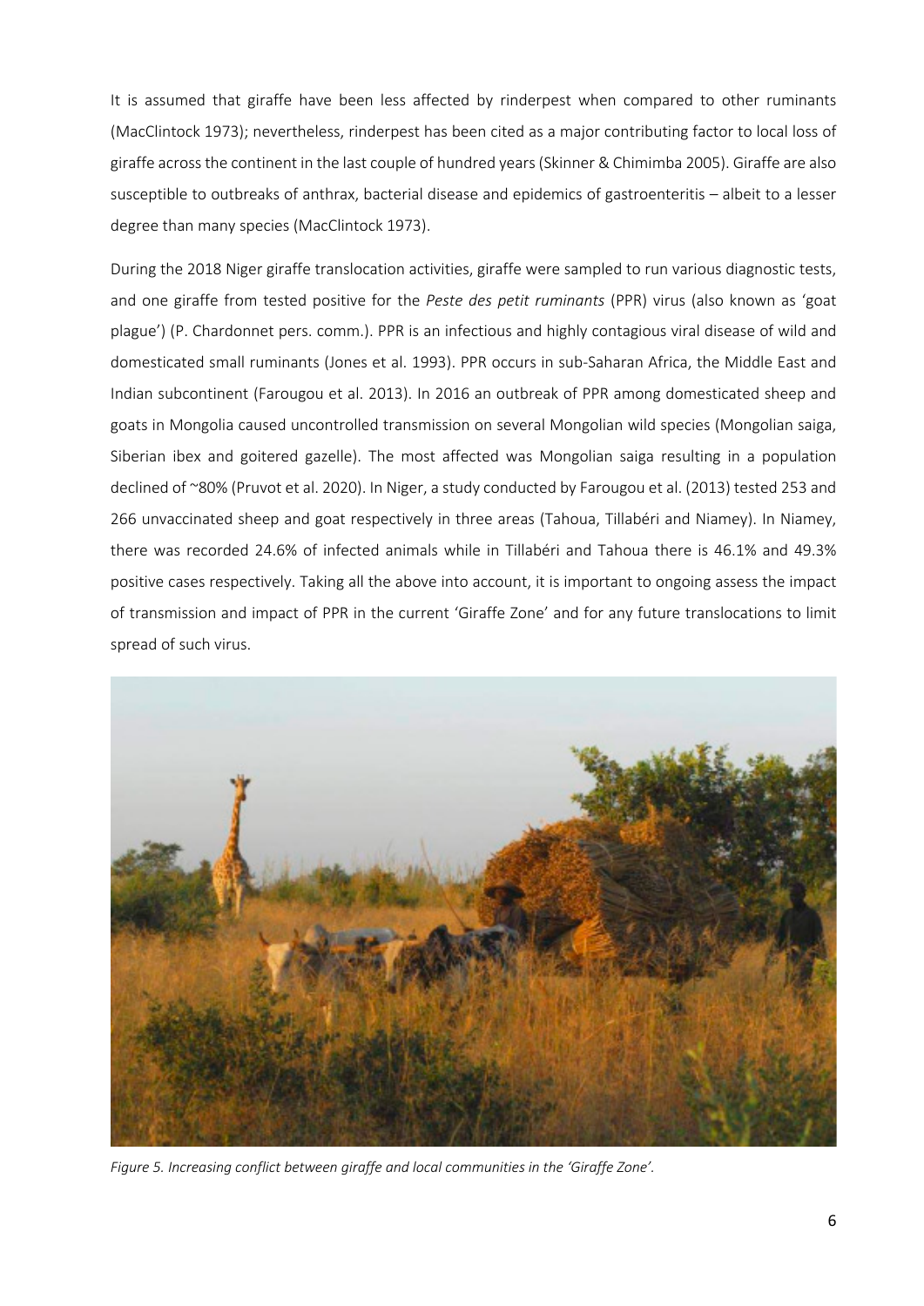It is assumed that giraffe have been less affected by rinderpest when compared to other ruminants (MacClintock 1973); nevertheless, rinderpest has been cited as a major contributing factor to local loss of giraffe across the continent in the last couple of hundred years (Skinner & Chimimba 2005). Giraffe are also susceptible to outbreaks of anthrax, bacterial disease and epidemics of gastroenteritis – albeit to a lesser degree than many species (MacClintock 1973).

During the 2018 Niger giraffe translocation activities, giraffe were sampled to run various diagnostic tests, and one giraffe from tested positive for the *Peste des petit ruminants* (PPR) virus (also known as 'goat plague') (P. Chardonnet pers. comm.). PPR is an infectious and highly contagious viral disease of wild and domesticated small ruminants (Jones et al. 1993). PPR occurs in sub-Saharan Africa, the Middle East and Indian subcontinent (Farougou et al. 2013). In 2016 an outbreak of PPR among domesticated sheep and goats in Mongolia caused uncontrolled transmission on several Mongolian wild species (Mongolian saiga, Siberian ibex and goitered gazelle). The most affected was Mongolian saiga resulting in a population declined of ~80% (Pruvot et al. 2020). In Niger, a study conducted by Farougou et al. (2013) tested 253 and 266 unvaccinated sheep and goat respectively in three areas (Tahoua, Tillabéri and Niamey). In Niamey, there was recorded 24.6% of infected animals while in Tillabéri and Tahoua there is 46.1% and 49.3% positive cases respectively. Taking all the above into account, it is important to ongoing assess the impact of transmission and impact of PPR in the current 'Giraffe Zone' and for any future translocations to limit spread of such virus.

*Figure 5. Increasing conflict between giraffe and local communities in the 'Giraffe Zone'.*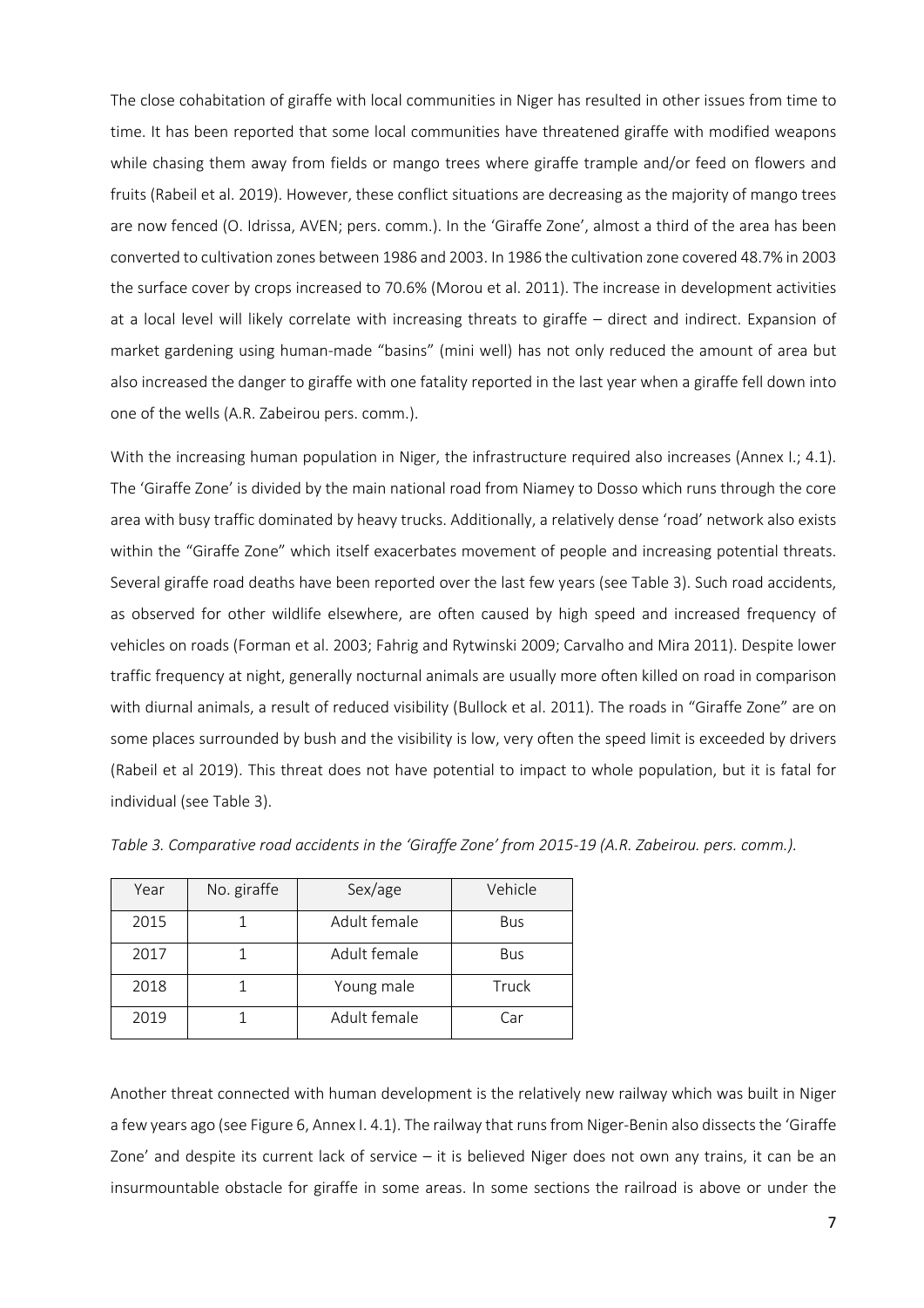The close cohabitation of giraffe with local communities in Niger has resulted in other issues from time to time. It has been reported that some local communities have threatened giraffe with modified weapons while chasing them away from fields or mango trees where giraffe trample and/or feed on flowers and fruits (Rabeil et al. 2019). However, these conflict situations are decreasing as the majority of mango trees are now fenced (O. Idrissa, AVEN; pers. comm.). In the 'Giraffe Zone', almost a third of the area has been converted to cultivation zones between 1986 and 2003. In 1986 the cultivation zone covered 48.7% in 2003 the surface cover by crops increased to 70.6% (Morou et al. 2011). The increase in development activities at a local level will likely correlate with increasing threats to giraffe – direct and indirect. Expansion of market gardening using human-made "basins" (mini well) has not only reduced the amount of area but also increased the danger to giraffe with one fatality reported in the last year when a giraffe fell down into one of the wells (A.R. Zabeirou pers. comm.).

With the increasing human population in Niger, the infrastructure required also increases (Annex I.; 4.1). The 'Giraffe Zone' is divided by the main national road from Niamey to Dosso which runs through the core area with busy traffic dominated by heavy trucks. Additionally, a relatively dense 'road' network also exists within the "Giraffe Zone" which itself exacerbates movement of people and increasing potential threats. Several giraffe road deaths have been reported over the last few years (see Table 3). Such road accidents, as observed for other wildlife elsewhere, are often caused by high speed and increased frequency of vehicles on roads (Forman et al. 2003; Fahrig and Rytwinski 2009; Carvalho and Mira 2011). Despite lower traffic frequency at night, generally nocturnal animals are usually more often killed on road in comparison with diurnal animals, a result of reduced visibility (Bullock et al. 2011). The roads in "Giraffe Zone" are on some places surrounded by bush and the visibility is low, very often the speed limit is exceeded by drivers (Rabeil et al 2019). This threat does not have potential to impact to whole population, but it is fatal for individual (see Table 3).

*Table 3. Comparative road accidents in the 'Giraffe Zone' from 2015-19 (A.R. Zabeirou. pers. comm.).*

| Year | No. giraffe | Sex/age | Vehicle |
|---|---|---|---|
| 2015 | 1 | Adult female | Bus |
| 2017 | 1 | Adult female | Bus |
| 2018 | 1 | Young male | Truck |
| 2019 | 1 | Adult female | Car |

Another threat connected with human development is the relatively new railway which was built in Niger a few years ago (see Figure 6, Annex I. 4.1). The railway that runs from Niger-Benin also dissects the 'Giraffe Zone' and despite its current lack of service – it is believed Niger does not own any trains, it can be an insurmountable obstacle for giraffe in some areas. In some sections the railroad is above or under the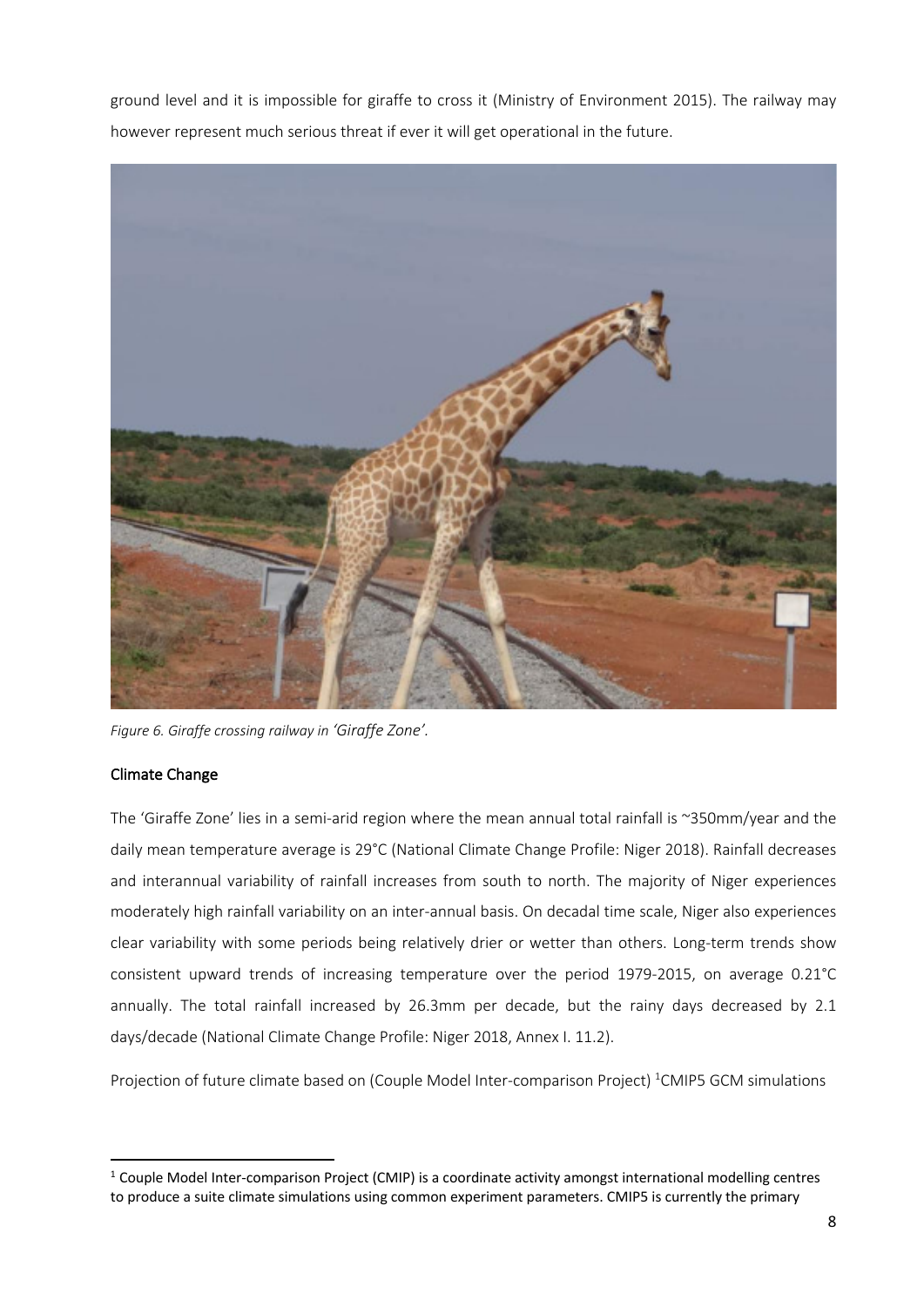ground level and it is impossible for giraffe to cross it (Ministry of Environment 2015). The railway may however represent much serious threat if ever it will get operational in the future.

*Figure 6. Giraffe crossing railway in 'Giraffe Zone'.*

## Climate Change

The 'Giraffe Zone' lies in a semi-arid region where the mean annual total rainfall is ~350mm/year and the daily mean temperature average is 29°C (National Climate Change Profile: Niger 2018). Rainfall decreases and interannual variability of rainfall increases from south to north. The majority of Niger experiences moderately high rainfall variability on an inter-annual basis. On decadal time scale, Niger also experiences clear variability with some periods being relatively drier or wetter than others. Long-term trends show consistent upward trends of increasing temperature over the period 1979-2015, on average 0.21°C annually. The total rainfall increased by 26.3mm per decade, but the rainy days decreased by 2.1 days/decade (National Climate Change Profile: Niger 2018, Annex I. 11.2).

Projection of future climate based on (Couple Model Inter-comparison Project) [1]CMIP5 GCM simulations

[1] Couple Model Inter-comparison Project (CMIP) is a coordinate activity amongst international modelling centres to produce a suite climate simulations using common experiment parameters. CMIP5 is currently the primary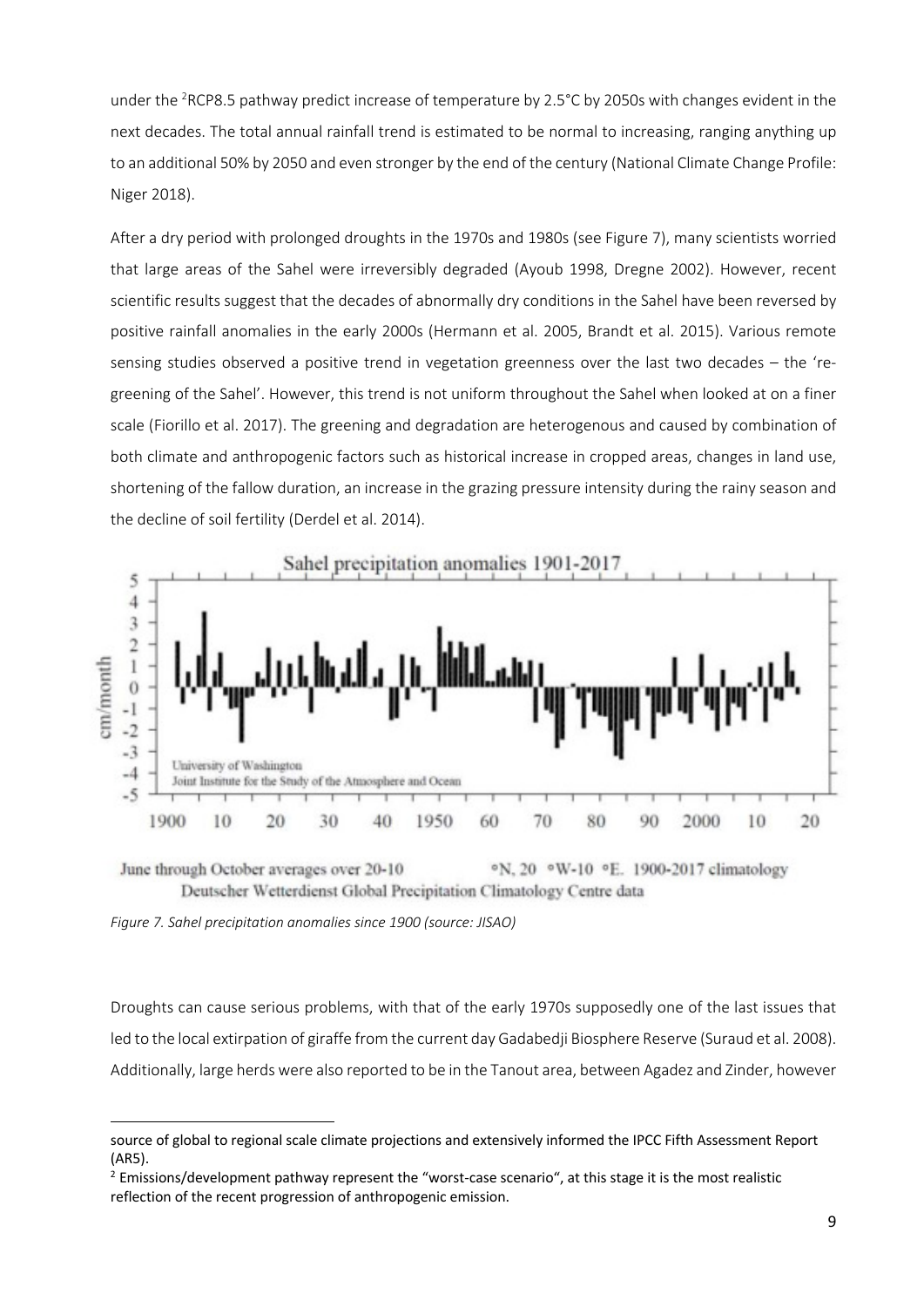under the [2]RCP8.5 pathway predict increase of temperature by 2.5°C by 2050s with changes evident in the next decades. The total annual rainfall trend is estimated to be normal to increasing, ranging anything up to an additional 50% by 2050 and even stronger by the end of the century (National Climate Change Profile: Niger 2018).

After a dry period with prolonged droughts in the 1970s and 1980s (see Figure 7), many scientists worried that large areas of the Sahel were irreversibly degraded (Ayoub 1998, Dregne 2002). However, recent scientific results suggest that the decades of abnormally dry conditions in the Sahel have been reversed by positive rainfall anomalies in the early 2000s (Hermann et al. 2005, Brandt et al. 2015). Various remote sensing studies observed a positive trend in vegetation greenness over the last two decades – the 're-greening of the Sahel'. However, this trend is not uniform throughout the Sahel when looked at on a finer scale (Fiorillo et al. 2017). The greening and degradation are heterogenous and caused by combination of both climate and anthropogenic factors such as historical increase in cropped areas, changes in land use, shortening of the fallow duration, an increase in the grazing pressure intensity during the rainy season and the decline of soil fertility (Derdel et al. 2014).

*Figure 7. Sahel precipitation anomalies since 1900 (source: JISAO)*

Droughts can cause serious problems, with that of the early 1970s supposedly one of the last issues that led to the local extirpation of giraffe from the current day Gadabedji Biosphere Reserve (Suraud et al. 2008). Additionally, large herds were also reported to be in the Tanout area, between Agadez and Zinder, however

---

source of global to regional scale climate projections and extensively informed the IPCC Fifth Assessment Report (AR5).

[2] Emissions/development pathway represent the "worst-case scenario", at this stage it is the most realistic reflection of the recent progression of anthropogenic emission.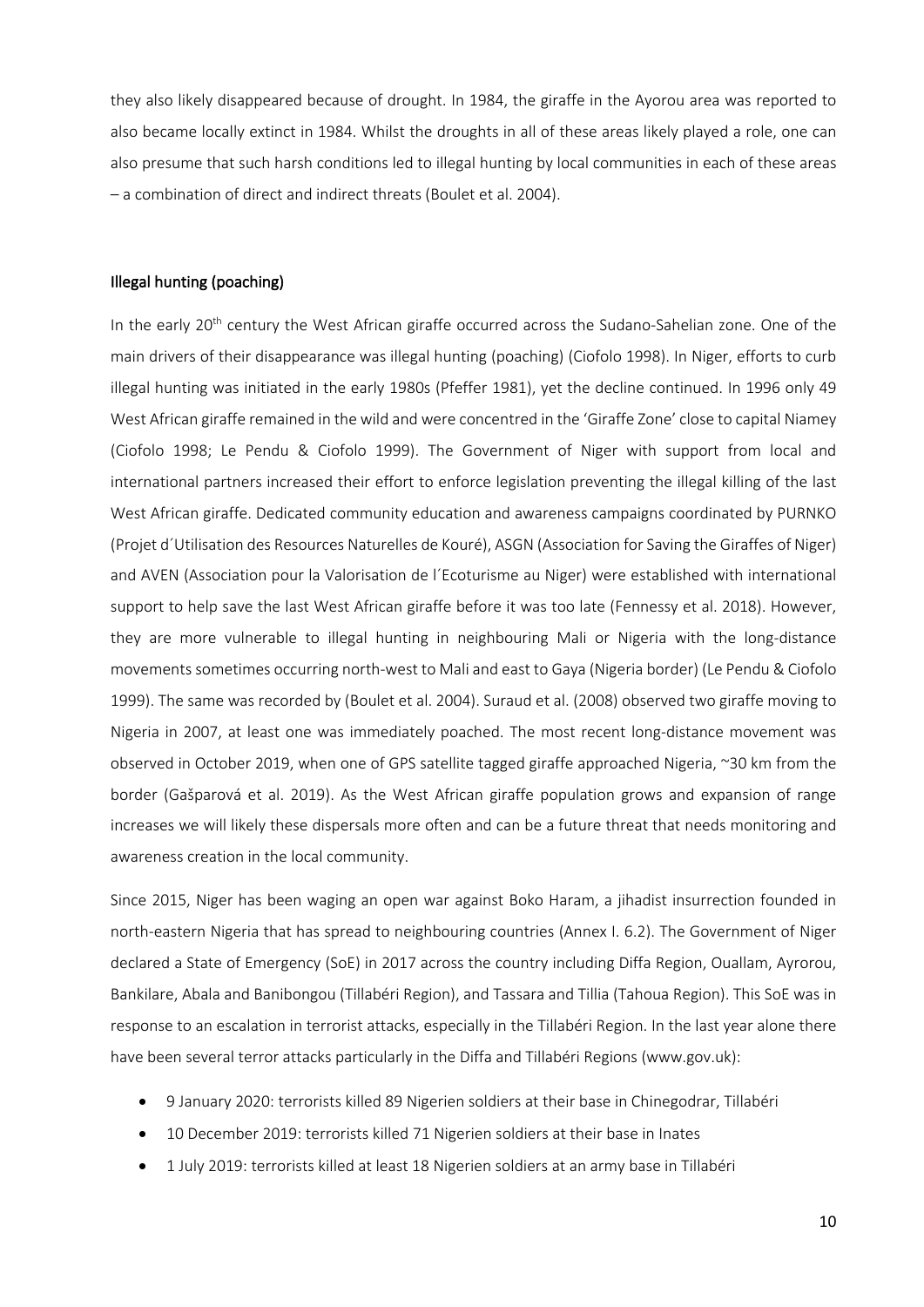they also likely disappeared because of drought. In 1984, the giraffe in the Ayorou area was reported to also became locally extinct in 1984. Whilst the droughts in all of these areas likely played a role, one can also presume that such harsh conditions led to illegal hunting by local communities in each of these areas – a combination of direct and indirect threats (Boulet et al. 2004).

## Illegal hunting (poaching)

In the early 20th century the West African giraffe occurred across the Sudano-Sahelian zone. One of the main drivers of their disappearance was illegal hunting (poaching) (Ciofolo 1998). In Niger, efforts to curb illegal hunting was initiated in the early 1980s (Pfeffer 1981), yet the decline continued. In 1996 only 49 West African giraffe remained in the wild and were concentred in the 'Giraffe Zone' close to capital Niamey (Ciofolo 1998; Le Pendu & Ciofolo 1999). The Government of Niger with support from local and international partners increased their effort to enforce legislation preventing the illegal killing of the last West African giraffe. Dedicated community education and awareness campaigns coordinated by PURNKO (Projet d´Utilisation des Resources Naturelles de Kouré), ASGN (Association for Saving the Giraffes of Niger) and AVEN (Association pour la Valorisation de l´Ecoturisme au Niger) were established with international support to help save the last West African giraffe before it was too late (Fennessy et al. 2018). However, they are more vulnerable to illegal hunting in neighbouring Mali or Nigeria with the long-distance movements sometimes occurring north-west to Mali and east to Gaya (Nigeria border) (Le Pendu & Ciofolo 1999). The same was recorded by (Boulet et al. 2004). Suraud et al. (2008) observed two giraffe moving to Nigeria in 2007, at least one was immediately poached. The most recent long-distance movement was observed in October 2019, when one of GPS satellite tagged giraffe approached Nigeria, ~30 km from the border (Gašparová et al. 2019). As the West African giraffe population grows and expansion of range increases we will likely these dispersals more often and can be a future threat that needs monitoring and awareness creation in the local community.

Since 2015, Niger has been waging an open war against Boko Haram, a jihadist insurrection founded in north-eastern Nigeria that has spread to neighbouring countries (Annex I. 6.2). The Government of Niger declared a State of Emergency (SoE) in 2017 across the country including Diffa Region, Ouallam, Ayrorou, Bankilare, Abala and Banibongou (Tillabéri Region), and Tassara and Tillia (Tahoua Region). This SoE was in response to an escalation in terrorist attacks, especially in the Tillabéri Region. In the last year alone there have been several terror attacks particularly in the Diffa and Tillabéri Regions (www.gov.uk):

- 9 January 2020: terrorists killed 89 Nigerien soldiers at their base in Chinegodrar, Tillabéri
- 10 December 2019: terrorists killed 71 Nigerien soldiers at their base in Inates
- 1 July 2019: terrorists killed at least 18 Nigerien soldiers at an army base in Tillabéri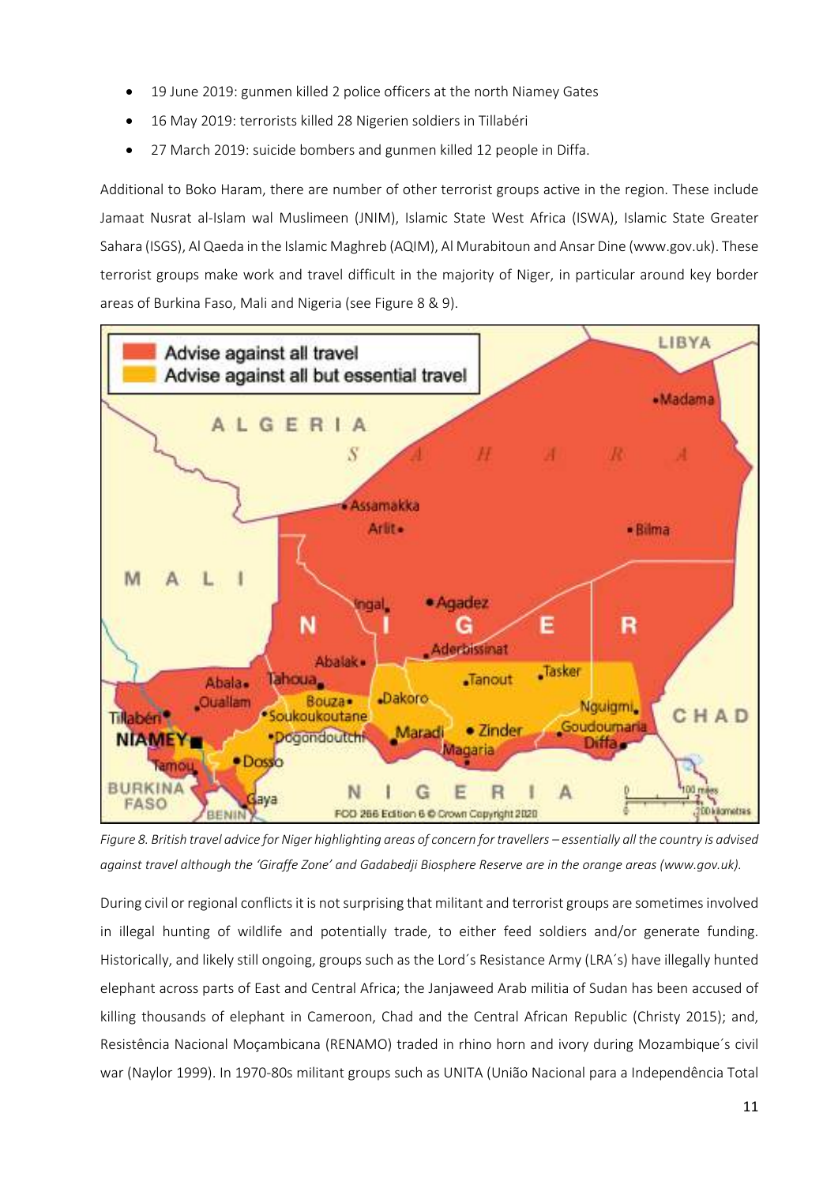- 19 June 2019: gunmen killed 2 police officers at the north Niamey Gates
- 16 May 2019: terrorists killed 28 Nigerien soldiers in Tillabéri
- 27 March 2019: suicide bombers and gunmen killed 12 people in Diffa.

Additional to Boko Haram, there are number of other terrorist groups active in the region. These include Jamaat Nusrat al-Islam wal Muslimeen (JNIM), Islamic State West Africa (ISWA), Islamic State Greater Sahara (ISGS), Al Qaeda in the Islamic Maghreb (AQIM), Al Murabitoun and Ansar Dine (www.gov.uk). These terrorist groups make work and travel difficult in the majority of Niger, in particular around key border areas of Burkina Faso, Mali and Nigeria (see Figure 8 & 9).

*Figure 8. British travel advice for Niger highlighting areas of concern for travellers – essentially all the country is advised against travel although the 'Giraffe Zone' and Gadabedji Biosphere Reserve are in the orange areas (www.gov.uk).*

During civil or regional conflicts it is not surprising that militant and terrorist groups are sometimes involved in illegal hunting of wildlife and potentially trade, to either feed soldiers and/or generate funding. Historically, and likely still ongoing, groups such as the Lord´s Resistance Army (LRA´s) have illegally hunted elephant across parts of East and Central Africa; the Janjaweed Arab militia of Sudan has been accused of killing thousands of elephant in Cameroon, Chad and the Central African Republic (Christy 2015); and, Resistência Nacional Moçambicana (RENAMO) traded in rhino horn and ivory during Mozambique´s civil war (Naylor 1999). In 1970-80s militant groups such as UNITA (União Nacional para a Independência Total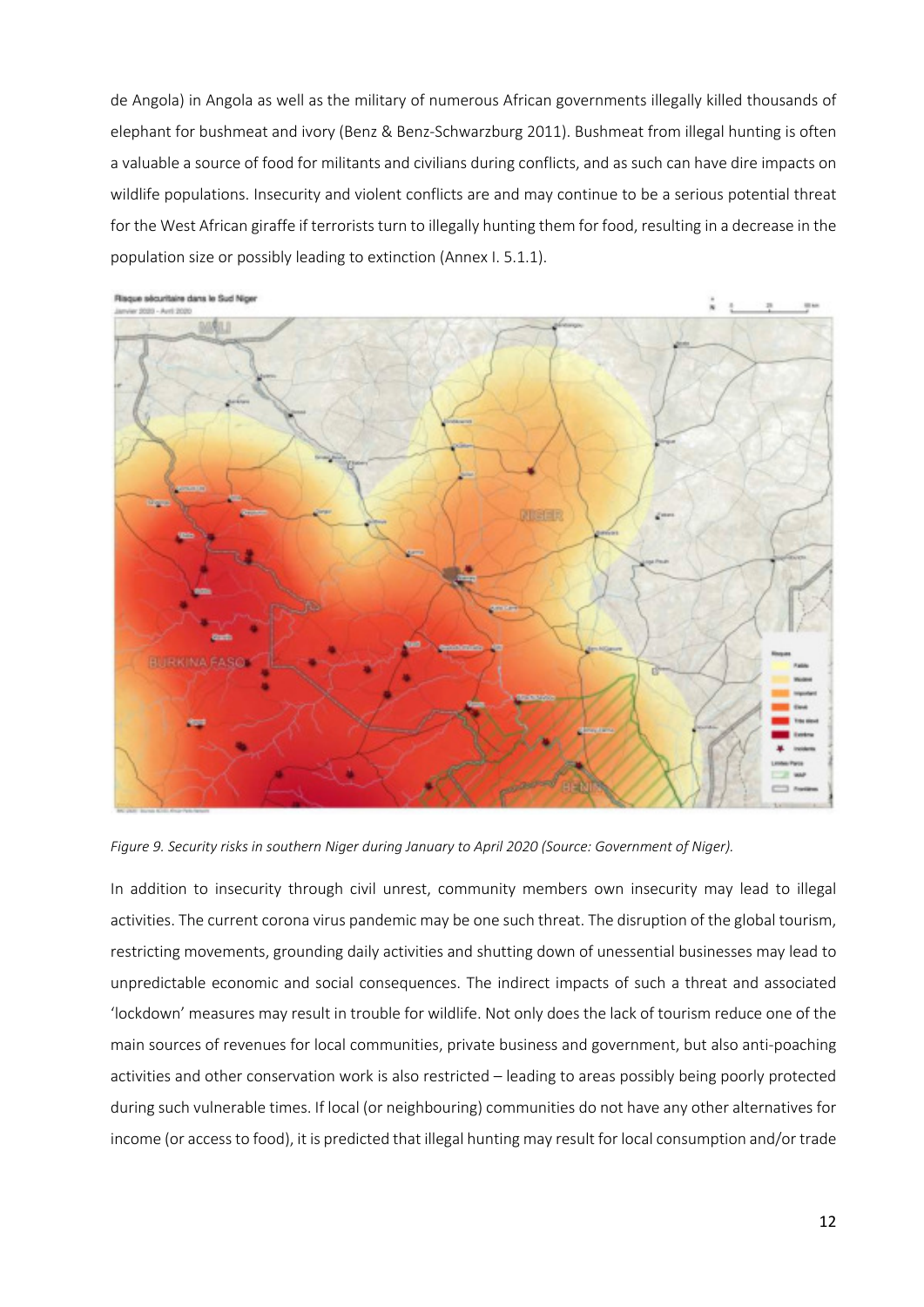de Angola) in Angola as well as the military of numerous African governments illegally killed thousands of elephant for bushmeat and ivory (Benz & Benz-Schwarzburg 2011). Bushmeat from illegal hunting is often a valuable a source of food for militants and civilians during conflicts, and as such can have dire impacts on wildlife populations. Insecurity and violent conflicts are and may continue to be a serious potential threat for the West African giraffe if terrorists turn to illegally hunting them for food, resulting in a decrease in the population size or possibly leading to extinction (Annex I. 5.1.1).

*Figure 9. Security risks in southern Niger during January to April 2020 (Source: Government of Niger).*

In addition to insecurity through civil unrest, community members own insecurity may lead to illegal activities. The current corona virus pandemic may be one such threat. The disruption of the global tourism, restricting movements, grounding daily activities and shutting down of unessential businesses may lead to unpredictable economic and social consequences. The indirect impacts of such a threat and associated 'lockdown' measures may result in trouble for wildlife. Not only does the lack of tourism reduce one of the main sources of revenues for local communities, private business and government, but also anti-poaching activities and other conservation work is also restricted – leading to areas possibly being poorly protected during such vulnerable times. If local (or neighbouring) communities do not have any other alternatives for income (or access to food), it is predicted that illegal hunting may result for local consumption and/or trade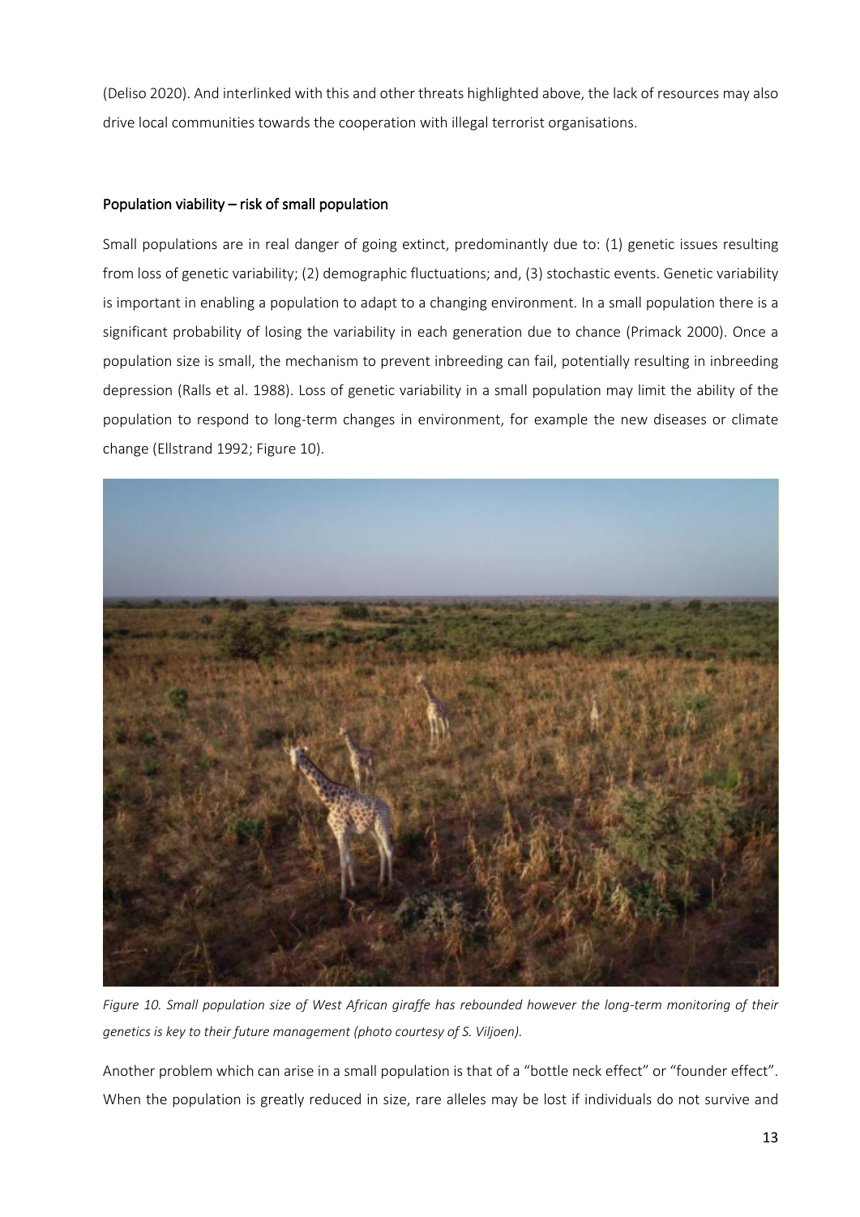(Deliso 2020). And interlinked with this and other threats highlighted above, the lack of resources may also drive local communities towards the cooperation with illegal terrorist organisations.

## Population viability – risk of small population

Small populations are in real danger of going extinct, predominantly due to: (1) genetic issues resulting from loss of genetic variability; (2) demographic fluctuations; and, (3) stochastic events. Genetic variability is important in enabling a population to adapt to a changing environment. In a small population there is a significant probability of losing the variability in each generation due to chance (Primack 2000). Once a population size is small, the mechanism to prevent inbreeding can fail, potentially resulting in inbreeding depression (Ralls et al. 1988). Loss of genetic variability in a small population may limit the ability of the population to respond to long-term changes in environment, for example the new diseases or climate change (Ellstrand 1992; Figure 10).

*Figure 10. Small population size of West African giraffe has rebounded however the long-term monitoring of their genetics is key to their future management (photo courtesy of S. Viljoen).*

Another problem which can arise in a small population is that of a "bottle neck effect" or "founder effect". When the population is greatly reduced in size, rare alleles may be lost if individuals do not survive and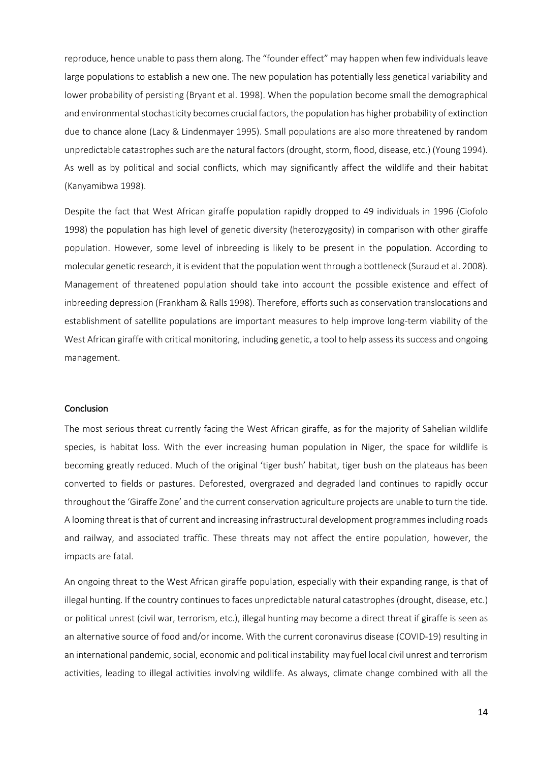reproduce, hence unable to pass them along. The "founder effect" may happen when few individuals leave large populations to establish a new one. The new population has potentially less genetical variability and lower probability of persisting (Bryant et al. 1998). When the population become small the demographical and environmental stochasticity becomes crucial factors, the population has higher probability of extinction due to chance alone (Lacy & Lindenmayer 1995). Small populations are also more threatened by random unpredictable catastrophes such are the natural factors (drought, storm, flood, disease, etc.) (Young 1994). As well as by political and social conflicts, which may significantly affect the wildlife and their habitat (Kanyamibwa 1998).

Despite the fact that West African giraffe population rapidly dropped to 49 individuals in 1996 (Ciofolo 1998) the population has high level of genetic diversity (heterozygosity) in comparison with other giraffe population. However, some level of inbreeding is likely to be present in the population. According to molecular genetic research, it is evident that the population went through a bottleneck (Suraud et al. 2008). Management of threatened population should take into account the possible existence and effect of inbreeding depression (Frankham & Ralls 1998). Therefore, efforts such as conservation translocations and establishment of satellite populations are important measures to help improve long-term viability of the West African giraffe with critical monitoring, including genetic, a tool to help assess its success and ongoing management.

## Conclusion

The most serious threat currently facing the West African giraffe, as for the majority of Sahelian wildlife species, is habitat loss. With the ever increasing human population in Niger, the space for wildlife is becoming greatly reduced. Much of the original 'tiger bush' habitat, tiger bush on the plateaus has been converted to fields or pastures. Deforested, overgrazed and degraded land continues to rapidly occur throughout the 'Giraffe Zone' and the current conservation agriculture projects are unable to turn the tide. A looming threat is that of current and increasing infrastructural development programmes including roads and railway, and associated traffic. These threats may not affect the entire population, however, the impacts are fatal.

An ongoing threat to the West African giraffe population, especially with their expanding range, is that of illegal hunting. If the country continues to faces unpredictable natural catastrophes (drought, disease, etc.) or political unrest (civil war, terrorism, etc.), illegal hunting may become a direct threat if giraffe is seen as an alternative source of food and/or income. With the current coronavirus disease (COVID-19) resulting in an international pandemic, social, economic and political instability may fuel local civil unrest and terrorism activities, leading to illegal activities involving wildlife. As always, climate change combined with all the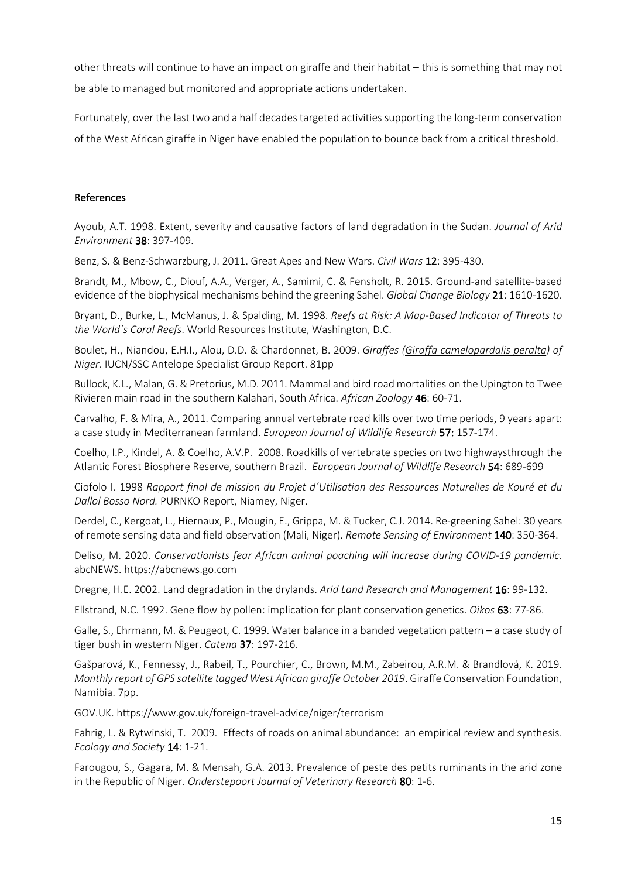other threats will continue to have an impact on giraffe and their habitat – this is something that may not be able to managed but monitored and appropriate actions undertaken.

Fortunately, over the last two and a half decades targeted activities supporting the long-term conservation of the West African giraffe in Niger have enabled the population to bounce back from a critical threshold.

## References

Ayoub, A.T. 1998. Extent, severity and causative factors of land degradation in the Sudan. *Journal of Arid Environment* **38**: 397-409.

Benz, S. & Benz-Schwarzburg, J. 2011. Great Apes and New Wars. *Civil Wars* **12**: 395-430.

Brandt, M., Mbow, C., Diouf, A.A., Verger, A., Samimi, C. & Fensholt, R. 2015. Ground-and satellite-based evidence of the biophysical mechanisms behind the greening Sahel. *Global Change Biology* **21**: 1610-1620.

Bryant, D., Burke, L., McManus, J. & Spalding, M. 1998. *Reefs at Risk: A Map-Based Indicator of Threats to the World´s Coral Reefs*. World Resources Institute, Washington, D.C.

Boulet, H., Niandou, E.H.I., Alou, D.D. & Chardonnet, B. 2009. *Giraffes (Giraffa camelopardalis peralta) of Niger*. IUCN/SSC Antelope Specialist Group Report. 81pp

Bullock, K.L., Malan, G. & Pretorius, M.D. 2011. Mammal and bird road mortalities on the Upington to Twee Rivieren main road in the southern Kalahari, South Africa. *African Zoology* **46**: 60-71.

Carvalho, F. & Mira, A., 2011. Comparing annual vertebrate road kills over two time periods, 9 years apart: a case study in Mediterranean farmland. *European Journal of Wildlife Research* **57:** 157-174.

Coelho, I.P., Kindel, A. & Coelho, A.V.P. 2008. Roadkills of vertebrate species on two highwaysthrough the Atlantic Forest Biosphere Reserve, southern Brazil. *European Journal of Wildlife Research* **54**: 689-699

Ciofolo I. 1998 *Rapport final de mission du Projet d´Utilisation des Ressources Naturelles de Kouré et du Dallol Bosso Nord.* PURNKO Report, Niamey, Niger.

Derdel, C., Kergoat, L., Hiernaux, P., Mougin, E., Grippa, M. & Tucker, C.J. 2014. Re-greening Sahel: 30 years of remote sensing data and field observation (Mali, Niger). *Remote Sensing of Environment* **140**: 350-364.

Deliso, M. 2020. *Conservationists fear African animal poaching will increase during COVID-19 pandemic*. abcNEWS. https://abcnews.go.com

Dregne, H.E. 2002. Land degradation in the drylands. *Arid Land Research and Management* **16**: 99-132.

Ellstrand, N.C. 1992. Gene flow by pollen: implication for plant conservation genetics. *Oikos* **63**: 77-86.

Galle, S., Ehrmann, M. & Peugeot, C. 1999. Water balance in a banded vegetation pattern – a case study of tiger bush in western Niger. *Catena* **37**: 197-216.

Gašparová, K., Fennessy, J., Rabeil, T., Pourchier, C., Brown, M.M., Zabeirou, A.R.M. & Brandlová, K. 2019. *Monthly report of GPS satellite tagged West African giraffe October 2019*. Giraffe Conservation Foundation, Namibia. 7pp.

GOV.UK. https://www.gov.uk/foreign-travel-advice/niger/terrorism

Fahrig, L. & Rytwinski, T. 2009. Effects of roads on animal abundance: an empirical review and synthesis. *Ecology and Society* **14**: 1-21.

Farougou, S., Gagara, M. & Mensah, G.A. 2013. Prevalence of peste des petits ruminants in the arid zone in the Republic of Niger. *Onderstepoort Journal of Veterinary Research* **80**: 1-6.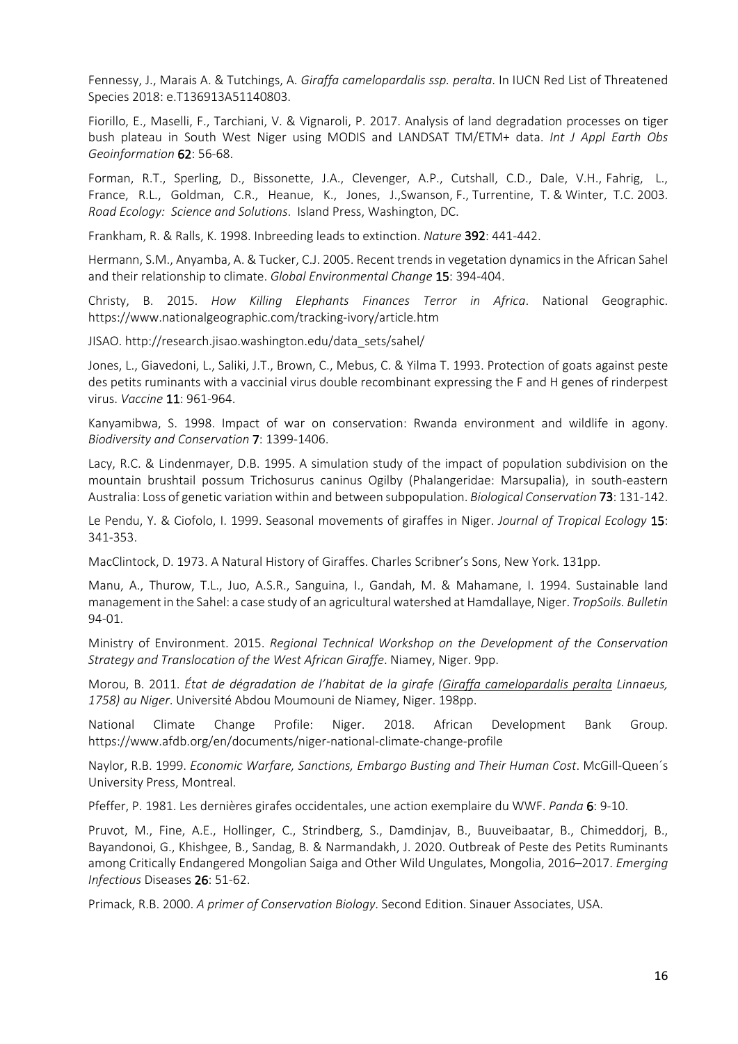Fennessy, J., Marais A. & Tutchings, A. *Giraffa camelopardalis ssp. peralta*. In IUCN Red List of Threatened Species 2018: e.T136913A51140803.

Fiorillo, E., Maselli, F., Tarchiani, V. & Vignaroli, P. 2017. Analysis of land degradation processes on tiger bush plateau in South West Niger using MODIS and LANDSAT TM/ETM+ data. *Int J Appl Earth Obs Geoinformation* **62**: 56-68.

Forman, R.T., Sperling, D., Bissonette, J.A., Clevenger, A.P., Cutshall, C.D., Dale, V.H., Fahrig, L., France, R.L., Goldman, C.R., Heanue, K., Jones, J.,Swanson, F., Turrentine, T. & Winter, T.C. 2003. *Road Ecology: Science and Solutions*. Island Press, Washington, DC.

Frankham, R. & Ralls, K. 1998. Inbreeding leads to extinction. *Nature* **392**: 441-442.

Hermann, S.M., Anyamba, A. & Tucker, C.J. 2005. Recent trends in vegetation dynamics in the African Sahel and their relationship to climate. *Global Environmental Change* **15**: 394-404.

Christy, B. 2015. *How Killing Elephants Finances Terror in Africa*. National Geographic. https://www.nationalgeographic.com/tracking-ivory/article.htm

JISAO. http://research.jisao.washington.edu/data_sets/sahel/

Jones, L., Giavedoni, L., Saliki, J.T., Brown, C., Mebus, C. & Yilma T. 1993. Protection of goats against peste des petits ruminants with a vaccinial virus double recombinant expressing the F and H genes of rinderpest virus. *Vaccine* **11**: 961-964.

Kanyamibwa, S. 1998. Impact of war on conservation: Rwanda environment and wildlife in agony. *Biodiversity and Conservation* **7**: 1399-1406.

Lacy, R.C. & Lindenmayer, D.B. 1995. A simulation study of the impact of population subdivision on the mountain brushtail possum Trichosurus caninus Ogilby (Phalangeridae: Marsupalia), in south-eastern Australia: Loss of genetic variation within and between subpopulation. *Biological Conservation* **73**: 131-142.

Le Pendu, Y. & Ciofolo, I. 1999. Seasonal movements of giraffes in Niger. *Journal of Tropical Ecology* **15**: 341-353.

MacClintock, D. 1973. A Natural History of Giraffes. Charles Scribner's Sons, New York. 131pp.

Manu, A., Thurow, T.L., Juo, A.S.R., Sanguina, I., Gandah, M. & Mahamane, I. 1994. Sustainable land management in the Sahel: a case study of an agricultural watershed at Hamdallaye, Niger. *TropSoils. Bulletin* 94-01.

Ministry of Environment. 2015. *Regional Technical Workshop on the Development of the Conservation Strategy and Translocation of the West African Giraffe*. Niamey, Niger. 9pp.

Morou, B. 2011. *État de dégradation de l'habitat de la girafe (Giraffa camelopardalis peralta Linnaeus, 1758) au Niger*. Université Abdou Moumouni de Niamey, Niger. 198pp.

National Climate Change Profile: Niger. 2018. African Development Bank Group. https://www.afdb.org/en/documents/niger-national-climate-change-profile

Naylor, R.B. 1999. *Economic Warfare, Sanctions, Embargo Busting and Their Human Cost*. McGill-Queen´s University Press, Montreal.

Pfeffer, P. 1981. Les dernières girafes occidentales, une action exemplaire du WWF. *Panda* **6**: 9-10.

Pruvot, M., Fine, A.E., Hollinger, C., Strindberg, S., Damdinjav, B., Buuveibaatar, B., Chimeddorj, B., Bayandonoi, G., Khishgee, B., Sandag, B. & Narmandakh, J. 2020. Outbreak of Peste des Petits Ruminants among Critically Endangered Mongolian Saiga and Other Wild Ungulates, Mongolia, 2016–2017. *Emerging Infectious* Diseases **26**: 51-62.

Primack, R.B. 2000. *A primer of Conservation Biology*. Second Edition. Sinauer Associates, USA.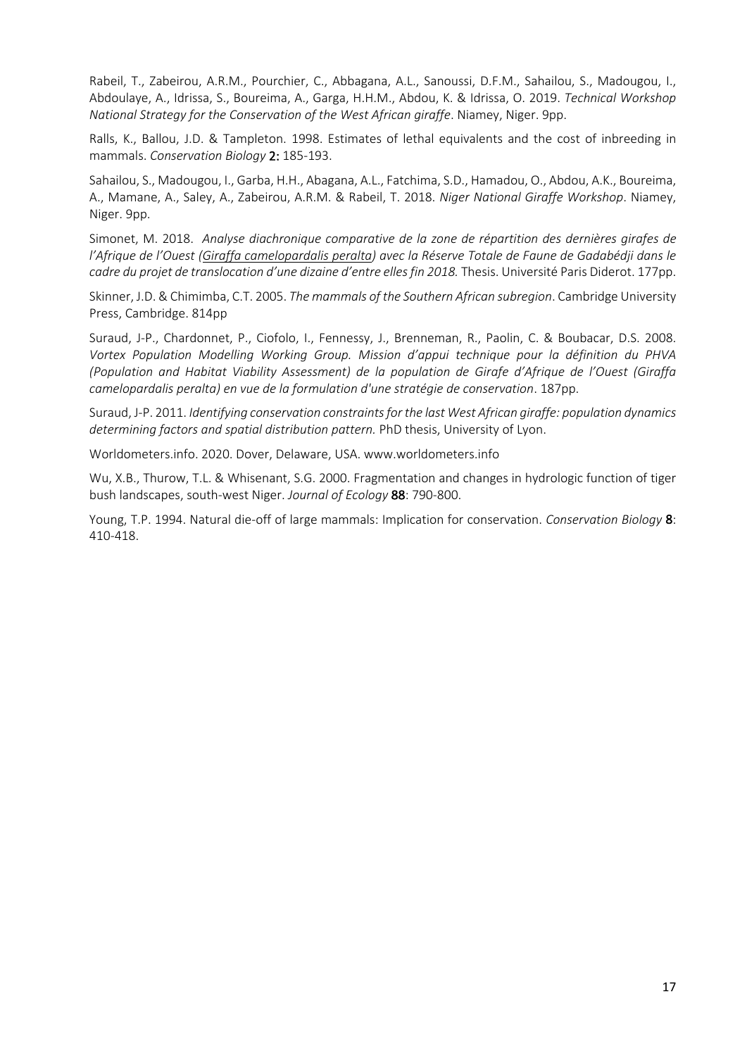Rabeil, T., Zabeirou, A.R.M., Pourchier, C., Abbagana, A.L., Sanoussi, D.F.M., Sahailou, S., Madougou, I., Abdoulaye, A., Idrissa, S., Boureima, A., Garga, H.H.M., Abdou, K. & Idrissa, O. 2019. *Technical Workshop National Strategy for the Conservation of the West African giraffe*. Niamey, Niger. 9pp.

Ralls, K., Ballou, J.D. & Tampleton. 1998. Estimates of lethal equivalents and the cost of inbreeding in mammals. *Conservation Biology* **2:** 185-193.

Sahailou, S., Madougou, I., Garba, H.H., Abagana, A.L., Fatchima, S.D., Hamadou, O., Abdou, A.K., Boureima, A., Mamane, A., Saley, A., Zabeirou, A.R.M. & Rabeil, T. 2018. *Niger National Giraffe Workshop*. Niamey, Niger. 9pp.

Simonet, M. 2018. *Analyse diachronique comparative de la zone de répartition des dernières girafes de l'Afrique de l'Ouest (Giraffa camelopardalis peralta) avec la Réserve Totale de Faune de Gadabédji dans le cadre du projet de translocation d'une dizaine d'entre elles fin 2018.* Thesis. Université Paris Diderot. 177pp.

Skinner, J.D. & Chimimba, C.T. 2005. *The mammals of the Southern African subregion*. Cambridge University Press, Cambridge. 814pp

Suraud, J-P., Chardonnet, P., Ciofolo, I., Fennessy, J., Brenneman, R., Paolin, C. & Boubacar, D.S. 2008. *Vortex Population Modelling Working Group. Mission d'appui technique pour la définition du PHVA (Population and Habitat Viability Assessment) de la population de Girafe d'Afrique de l'Ouest (Giraffa camelopardalis peralta) en vue de la formulation d'une stratégie de conservation*. 187pp.

Suraud, J-P. 2011. *Identifying conservation constraints for the last West African giraffe: population dynamics determining factors and spatial distribution pattern.* PhD thesis, University of Lyon.

Worldometers.info. 2020. Dover, Delaware, USA. www.worldometers.info

Wu, X.B., Thurow, T.L. & Whisenant, S.G. 2000. Fragmentation and changes in hydrologic function of tiger bush landscapes, south-west Niger. *Journal of Ecology* **88**: 790-800.

Young, T.P. 1994. Natural die-off of large mammals: Implication for conservation. *Conservation Biology* **8**: 410-418.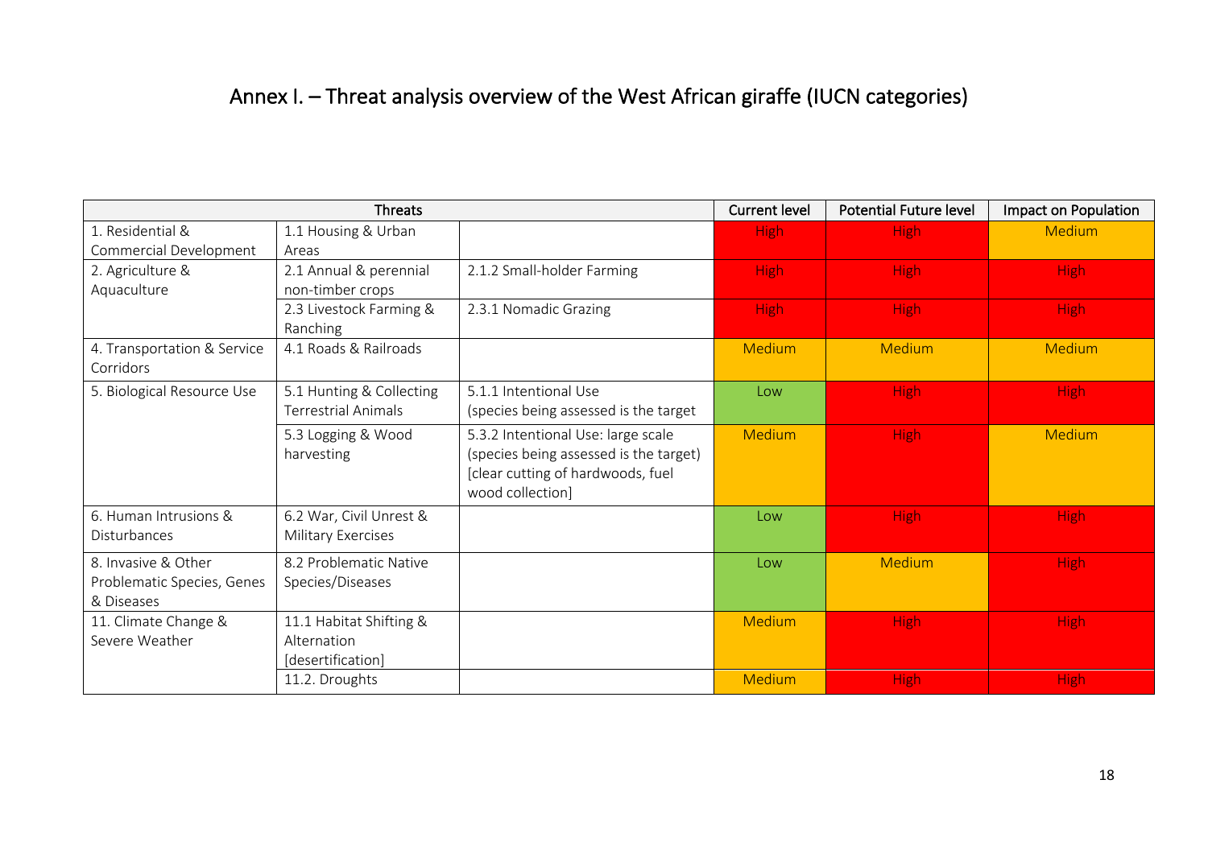# Annex I. – Threat analysis overview of the West African giraffe (IUCN categories)

| Threats | | | Current level | Potential Future level | Impact on Population |
|---|---|---|---|---|---|
| 1. Residential & Commercial Development | 1.1 Housing & Urban Areas | | High | High | Medium |
| 2. Agriculture & Aquaculture | 2.1 Annual & perennial non-timber crops | 2.1.2 Small-holder Farming | High | High | High |
| | 2.3 Livestock Farming & Ranching | 2.3.1 Nomadic Grazing | High | High | High |
| 4. Transportation & Service Corridors | 4.1 Roads & Railroads | | Medium | Medium | Medium |
| 5. Biological Resource Use | 5.1 Hunting & Collecting Terrestrial Animals | 5.1.1 Intentional Use (species being assessed is the target | Low | High | High |
| | 5.3 Logging & Wood harvesting | 5.3.2 Intentional Use: large scale (species being assessed is the target) [clear cutting of hardwoods, fuel wood collection] | Medium | High | Medium |
| 6. Human Intrusions & Disturbances | 6.2 War, Civil Unrest & Military Exercises | | Low | High | High |
| 8. Invasive & Other Problematic Species, Genes & Diseases | 8.2 Problematic Native Species/Diseases | | Low | Medium | High |
| 11. Climate Change & Severe Weather | 11.1 Habitat Shifting & Alternation [desertification] | | Medium | High | High |
| | 11.2. Droughts | | Medium | High | High |